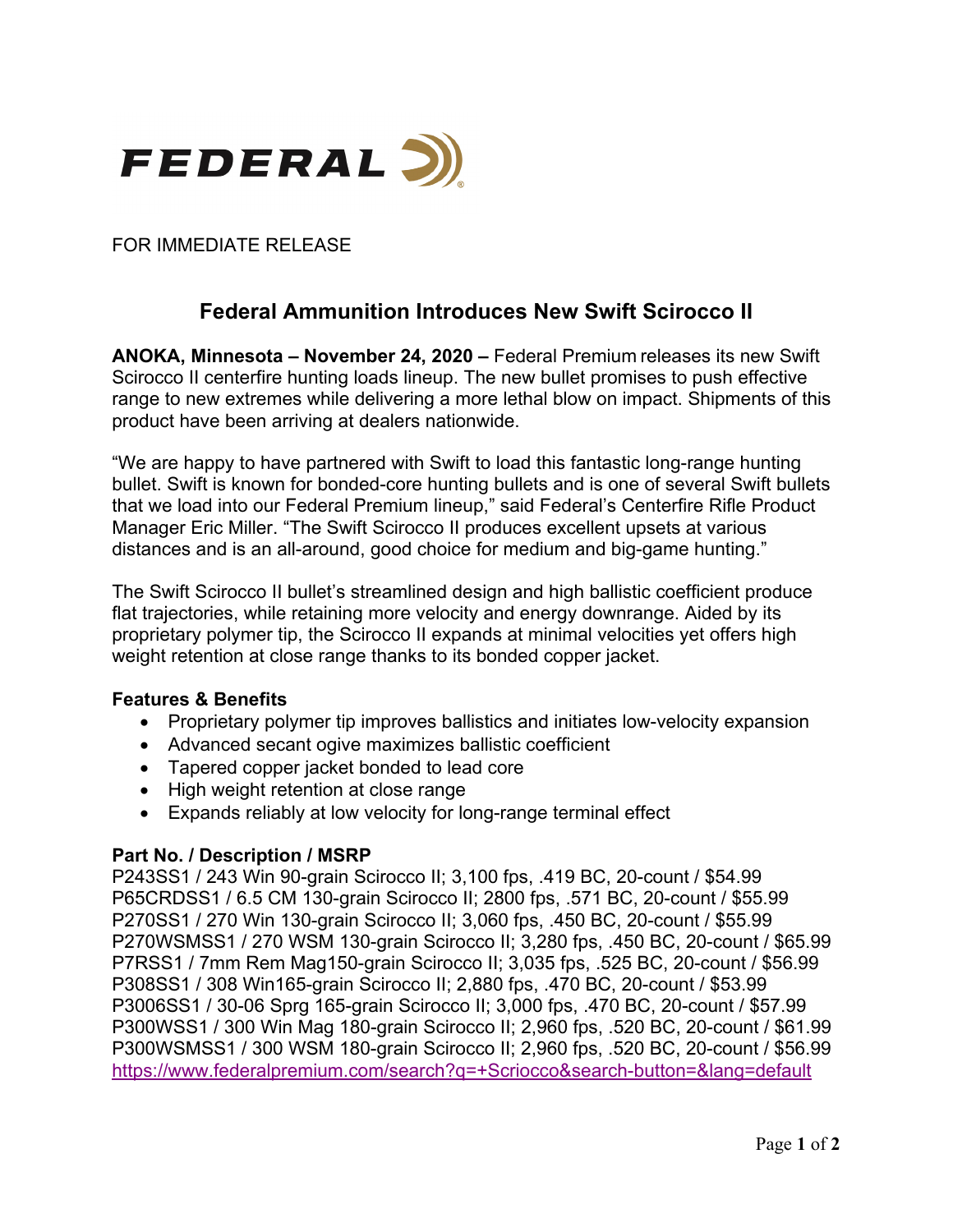FEDERAL

FOR IMMEDIATE RELEASE

# Federal Ammunition Introduces New Swift Scirocco II

**ANOKA, Minnesota – November 24, 2020 –** Federal Premium releases its new Swift Scirocco II centerfire hunting loads lineup. The new bullet promises to push effective range to new extremes while delivering a more lethal blow on impact. Shipments of this product have been arriving at dealers nationwide.

"We are happy to have partnered with Swift to load this fantastic long-range hunting bullet. Swift is known for bonded-core hunting bullets and is one of several Swift bullets that we load into our Federal Premium lineup," said Federal's Centerfire Rifle Product Manager Eric Miller. "The Swift Scirocco II produces excellent upsets at various distances and is an all-around, good choice for medium and big-game hunting."

The Swift Scirocco II bullet's streamlined design and high ballistic coefficient produce flat trajectories, while retaining more velocity and energy downrange. Aided by its proprietary polymer tip, the Scirocco II expands at minimal velocities yet offers high weight retention at close range thanks to its bonded copper jacket.

**Features & Benefits**

- Proprietary polymer tip improves ballistics and initiates low-velocity expansion
- Advanced secant ogive maximizes ballistic coefficient
- Tapered copper jacket bonded to lead core
- High weight retention at close range
- Expands reliably at low velocity for long-range terminal effect

**Part No. / Description / MSRP**

P243SS1 / 243 Win 90-grain Scirocco II; 3,100 fps, .419 BC, 20-count / $54.99
P65CRDSS1 / 6.5 CM 130-grain Scirocco II; 2800 fps, .571 BC, 20-count / $55.99
P270SS1 / 270 Win 130-grain Scirocco II; 3,060 fps, .450 BC, 20-count / $55.99
P270WSMSS1 / 270 WSM 130-grain Scirocco II; 3,280 fps, .450 BC, 20-count / $65.99
P7RSS1 / 7mm Rem Mag150-grain Scirocco II; 3,035 fps, .525 BC, 20-count / $56.99
P308SS1 / 308 Win165-grain Scirocco II; 2,880 fps, .470 BC, 20-count / $53.99
P3006SS1 / 30-06 Sprg 165-grain Scirocco II; 3,000 fps, .470 BC, 20-count / $57.99
P300WSS1 / 300 Win Mag 180-grain Scirocco II; 2,960 fps, .520 BC, 20-count / $61.99
P300WSMSS1 / 300 WSM 180-grain Scirocco II; 2,960 fps, .520 BC, 20-count / $56.99
https://www.federalpremium.com/search?q=+Scriocco&search-button=&lang=default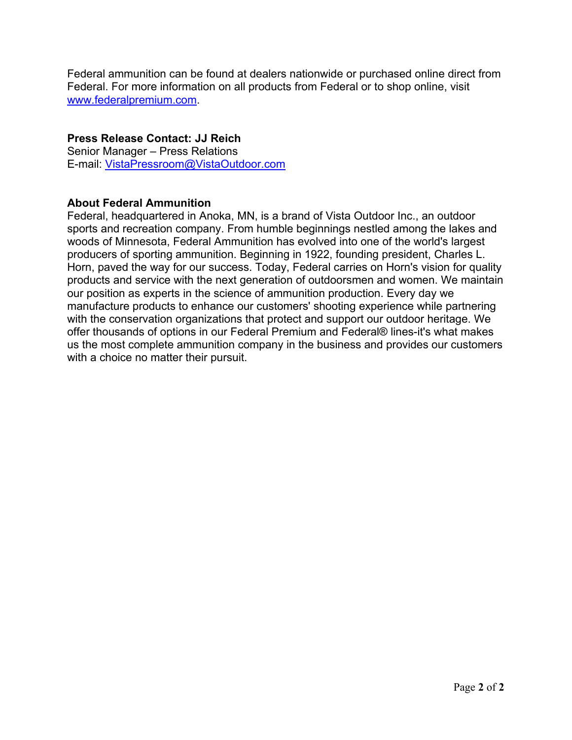Federal ammunition can be found at dealers nationwide or purchased online direct from Federal. For more information on all products from Federal or to shop online, visit www.federalpremium.com.

**Press Release Contact: JJ Reich**
Senior Manager – Press Relations
E-mail: VistaPressroom@VistaOutdoor.com

**About Federal Ammunition**
Federal, headquartered in Anoka, MN, is a brand of Vista Outdoor Inc., an outdoor sports and recreation company. From humble beginnings nestled among the lakes and woods of Minnesota, Federal Ammunition has evolved into one of the world's largest producers of sporting ammunition. Beginning in 1922, founding president, Charles L. Horn, paved the way for our success. Today, Federal carries on Horn's vision for quality products and service with the next generation of outdoorsmen and women. We maintain our position as experts in the science of ammunition production. Every day we manufacture products to enhance our customers' shooting experience while partnering with the conservation organizations that protect and support our outdoor heritage. We offer thousands of options in our Federal Premium and Federal® lines-it's what makes us the most complete ammunition company in the business and provides our customers with a choice no matter their pursuit.